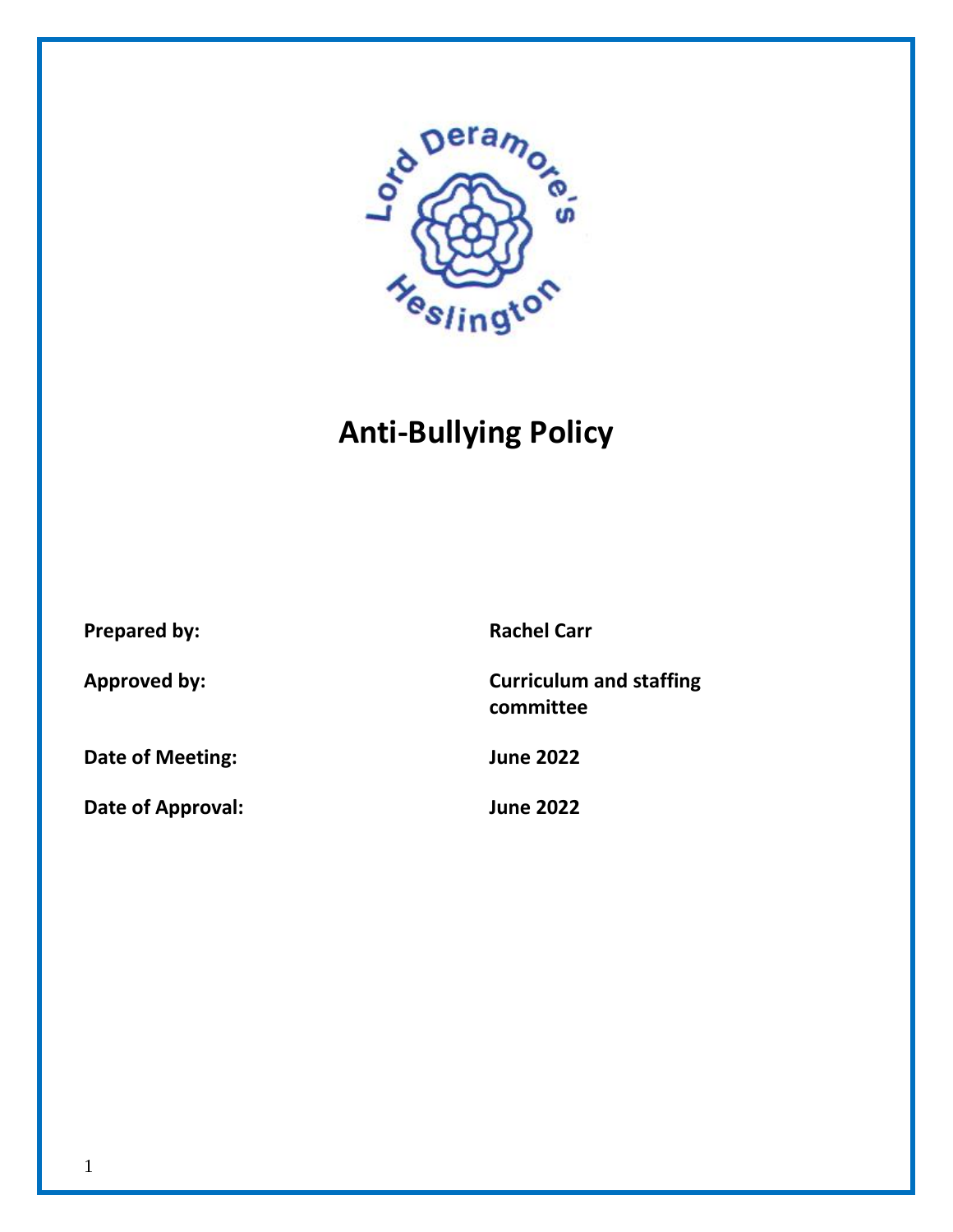# Anti-Bullying Policy

| | |
|---|---|
| **Prepared by:** | **Rachel Carr** |
| **Approved by:** | **Curriculum and staffing committee** |
| **Date of Meeting:** | **June 2022** |
| **Date of Approval:** | **June 2022** |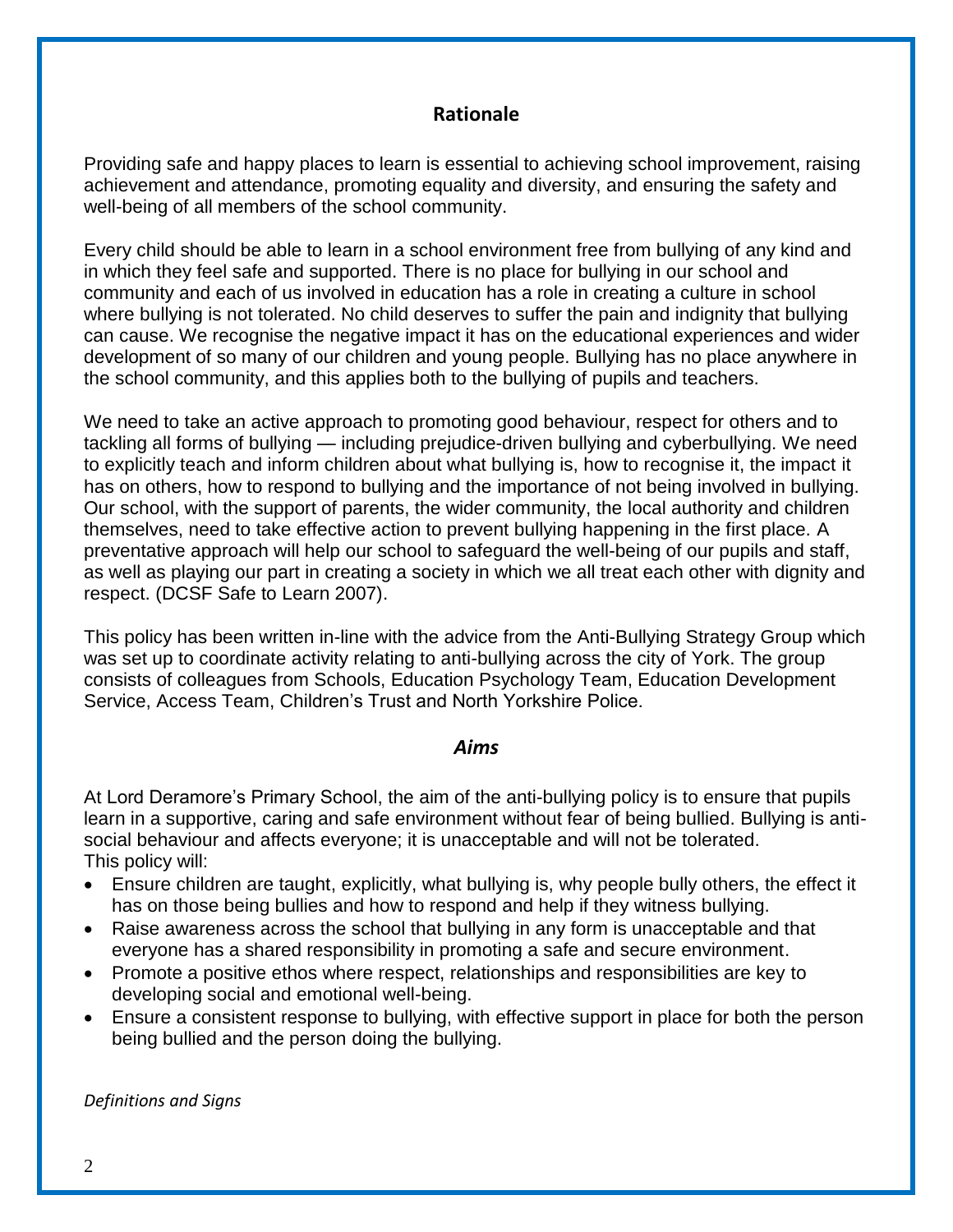## Rationale

Providing safe and happy places to learn is essential to achieving school improvement, raising achievement and attendance, promoting equality and diversity, and ensuring the safety and well-being of all members of the school community.

Every child should be able to learn in a school environment free from bullying of any kind and in which they feel safe and supported. There is no place for bullying in our school and community and each of us involved in education has a role in creating a culture in school where bullying is not tolerated. No child deserves to suffer the pain and indignity that bullying can cause. We recognise the negative impact it has on the educational experiences and wider development of so many of our children and young people. Bullying has no place anywhere in the school community, and this applies both to the bullying of pupils and teachers.

We need to take an active approach to promoting good behaviour, respect for others and to tackling all forms of bullying — including prejudice-driven bullying and cyberbullying. We need to explicitly teach and inform children about what bullying is, how to recognise it, the impact it has on others, how to respond to bullying and the importance of not being involved in bullying. Our school, with the support of parents, the wider community, the local authority and children themselves, need to take effective action to prevent bullying happening in the first place. A preventative approach will help our school to safeguard the well-being of our pupils and staff, as well as playing our part in creating a society in which we all treat each other with dignity and respect. (DCSF Safe to Learn 2007).

This policy has been written in-line with the advice from the Anti-Bullying Strategy Group which was set up to coordinate activity relating to anti-bullying across the city of York. The group consists of colleagues from Schools, Education Psychology Team, Education Development Service, Access Team, Children's Trust and North Yorkshire Police.

## *Aims*

At Lord Deramore's Primary School, the aim of the anti-bullying policy is to ensure that pupils learn in a supportive, caring and safe environment without fear of being bullied. Bullying is anti-social behaviour and affects everyone; it is unacceptable and will not be tolerated.
This policy will:

- Ensure children are taught, explicitly, what bullying is, why people bully others, the effect it has on those being bullies and how to respond and help if they witness bullying.
- Raise awareness across the school that bullying in any form is unacceptable and that everyone has a shared responsibility in promoting a safe and secure environment.
- Promote a positive ethos where respect, relationships and responsibilities are key to developing social and emotional well-being.
- Ensure a consistent response to bullying, with effective support in place for both the person being bullied and the person doing the bullying.

*Definitions and Signs*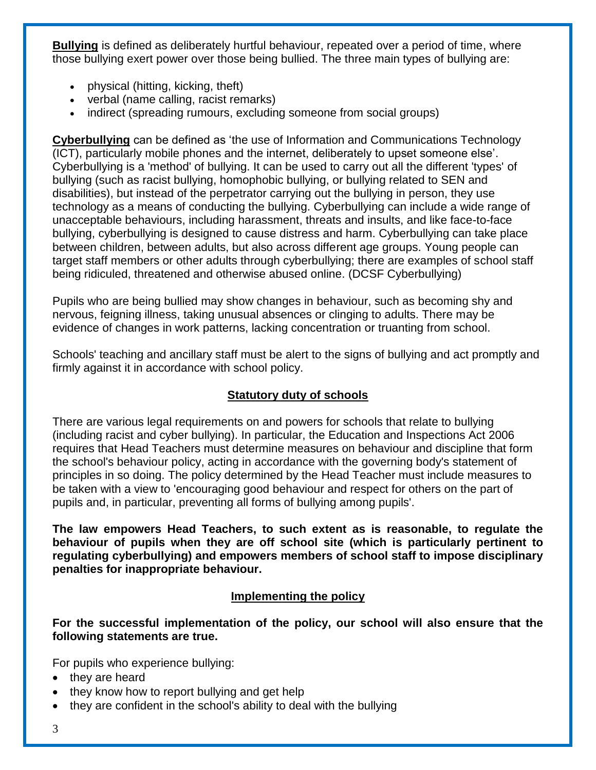**Bullying** is defined as deliberately hurtful behaviour, repeated over a period of time, where those bullying exert power over those being bullied. The three main types of bullying are:

- physical (hitting, kicking, theft)
- verbal (name calling, racist remarks)
- indirect (spreading rumours, excluding someone from social groups)

**Cyberbullying** can be defined as 'the use of Information and Communications Technology (ICT), particularly mobile phones and the internet, deliberately to upset someone else'. Cyberbullying is a 'method' of bullying. It can be used to carry out all the different 'types' of bullying (such as racist bullying, homophobic bullying, or bullying related to SEN and disabilities), but instead of the perpetrator carrying out the bullying in person, they use technology as a means of conducting the bullying. Cyberbullying can include a wide range of unacceptable behaviours, including harassment, threats and insults, and like face-to-face bullying, cyberbullying is designed to cause distress and harm. Cyberbullying can take place between children, between adults, but also across different age groups. Young people can target staff members or other adults through cyberbullying; there are examples of school staff being ridiculed, threatened and otherwise abused online. (DCSF Cyberbullying)

Pupils who are being bullied may show changes in behaviour, such as becoming shy and nervous, feigning illness, taking unusual absences or clinging to adults. There may be evidence of changes in work patterns, lacking concentration or truanting from school.

Schools' teaching and ancillary staff must be alert to the signs of bullying and act promptly and firmly against it in accordance with school policy.

## Statutory duty of schools

There are various legal requirements on and powers for schools that relate to bullying (including racist and cyber bullying). In particular, the Education and Inspections Act 2006 requires that Head Teachers must determine measures on behaviour and discipline that form the school's behaviour policy, acting in accordance with the governing body's statement of principles in so doing. The policy determined by the Head Teacher must include measures to be taken with a view to 'encouraging good behaviour and respect for others on the part of pupils and, in particular, preventing all forms of bullying among pupils'.

**The law empowers Head Teachers, to such extent as is reasonable, to regulate the behaviour of pupils when they are off school site (which is particularly pertinent to regulating cyberbullying) and empowers members of school staff to impose disciplinary penalties for inappropriate behaviour.**

## Implementing the policy

**For the successful implementation of the policy, our school will also ensure that the following statements are true.**

For pupils who experience bullying:

- they are heard
- they know how to report bullying and get help
- they are confident in the school's ability to deal with the bullying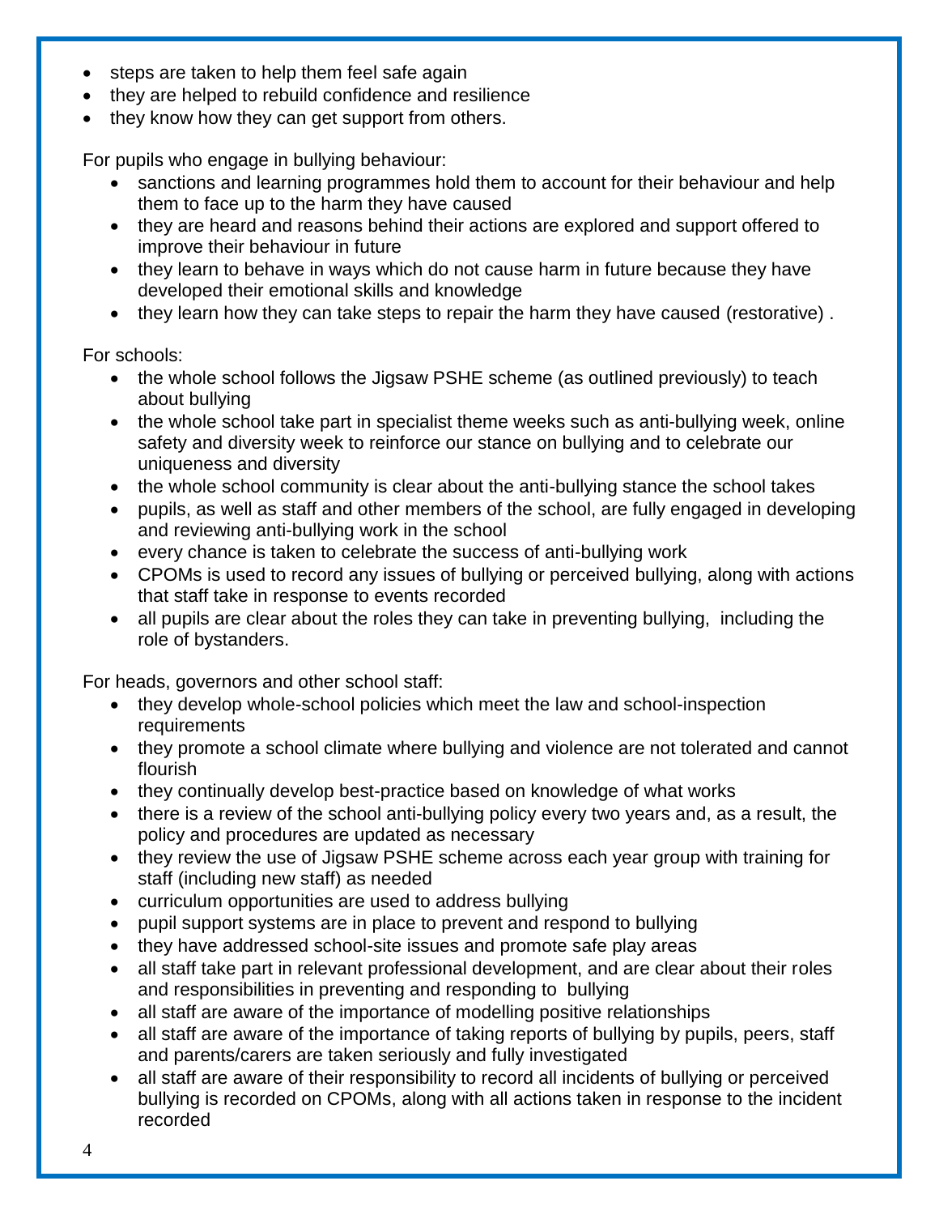- steps are taken to help them feel safe again
- they are helped to rebuild confidence and resilience
- they know how they can get support from others.

For pupils who engage in bullying behaviour:

- sanctions and learning programmes hold them to account for their behaviour and help them to face up to the harm they have caused
- they are heard and reasons behind their actions are explored and support offered to improve their behaviour in future
- they learn to behave in ways which do not cause harm in future because they have developed their emotional skills and knowledge
- they learn how they can take steps to repair the harm they have caused (restorative) .

For schools:

- the whole school follows the Jigsaw PSHE scheme (as outlined previously) to teach about bullying
- the whole school take part in specialist theme weeks such as anti-bullying week, online safety and diversity week to reinforce our stance on bullying and to celebrate our uniqueness and diversity
- the whole school community is clear about the anti-bullying stance the school takes
- pupils, as well as staff and other members of the school, are fully engaged in developing and reviewing anti-bullying work in the school
- every chance is taken to celebrate the success of anti-bullying work
- CPOMs is used to record any issues of bullying or perceived bullying, along with actions that staff take in response to events recorded
- all pupils are clear about the roles they can take in preventing bullying, including the role of bystanders.

For heads, governors and other school staff:

- they develop whole-school policies which meet the law and school-inspection requirements
- they promote a school climate where bullying and violence are not tolerated and cannot flourish
- they continually develop best-practice based on knowledge of what works
- there is a review of the school anti-bullying policy every two years and, as a result, the policy and procedures are updated as necessary
- they review the use of Jigsaw PSHE scheme across each year group with training for staff (including new staff) as needed
- curriculum opportunities are used to address bullying
- pupil support systems are in place to prevent and respond to bullying
- they have addressed school-site issues and promote safe play areas
- all staff take part in relevant professional development, and are clear about their roles and responsibilities in preventing and responding to bullying
- all staff are aware of the importance of modelling positive relationships
- all staff are aware of the importance of taking reports of bullying by pupils, peers, staff and parents/carers are taken seriously and fully investigated
- all staff are aware of their responsibility to record all incidents of bullying or perceived bullying is recorded on CPOMs, along with all actions taken in response to the incident recorded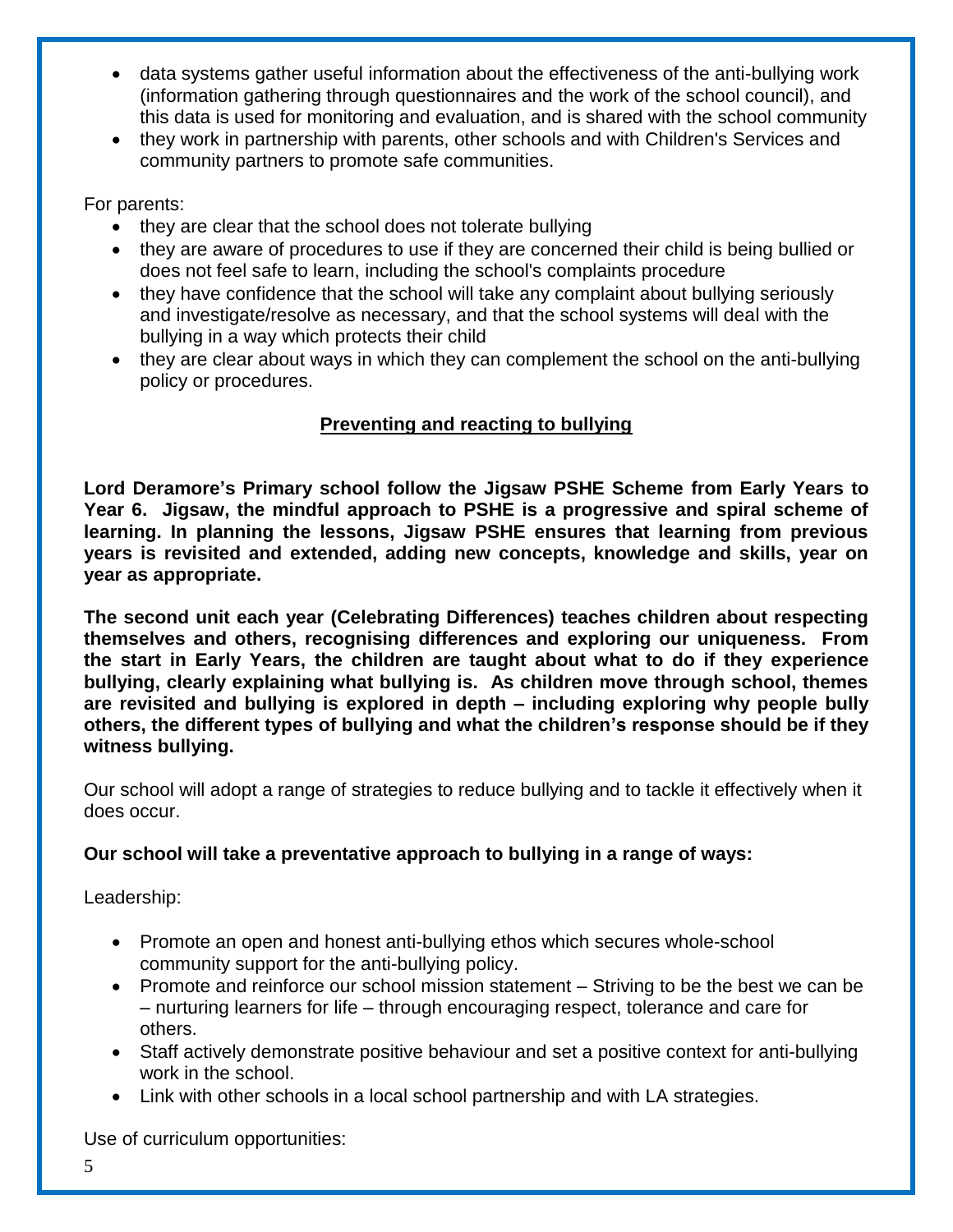- data systems gather useful information about the effectiveness of the anti-bullying work (information gathering through questionnaires and the work of the school council), and this data is used for monitoring and evaluation, and is shared with the school community
- they work in partnership with parents, other schools and with Children's Services and community partners to promote safe communities.

For parents:

- they are clear that the school does not tolerate bullying
- they are aware of procedures to use if they are concerned their child is being bullied or does not feel safe to learn, including the school's complaints procedure
- they have confidence that the school will take any complaint about bullying seriously and investigate/resolve as necessary, and that the school systems will deal with the bullying in a way which protects their child
- they are clear about ways in which they can complement the school on the anti-bullying policy or procedures.

## Preventing and reacting to bullying

**Lord Deramore's Primary school follow the Jigsaw PSHE Scheme from Early Years to Year 6. Jigsaw, the mindful approach to PSHE is a progressive and spiral scheme of learning. In planning the lessons, Jigsaw PSHE ensures that learning from previous years is revisited and extended, adding new concepts, knowledge and skills, year on year as appropriate.**

**The second unit each year (Celebrating Differences) teaches children about respecting themselves and others, recognising differences and exploring our uniqueness. From the start in Early Years, the children are taught about what to do if they experience bullying, clearly explaining what bullying is. As children move through school, themes are revisited and bullying is explored in depth – including exploring why people bully others, the different types of bullying and what the children's response should be if they witness bullying.**

Our school will adopt a range of strategies to reduce bullying and to tackle it effectively when it does occur.

**Our school will take a preventative approach to bullying in a range of ways:**

Leadership:

- Promote an open and honest anti-bullying ethos which secures whole-school community support for the anti-bullying policy.
- Promote and reinforce our school mission statement – Striving to be the best we can be – nurturing learners for life – through encouraging respect, tolerance and care for others.
- Staff actively demonstrate positive behaviour and set a positive context for anti-bullying work in the school.
- Link with other schools in a local school partnership and with LA strategies.

Use of curriculum opportunities: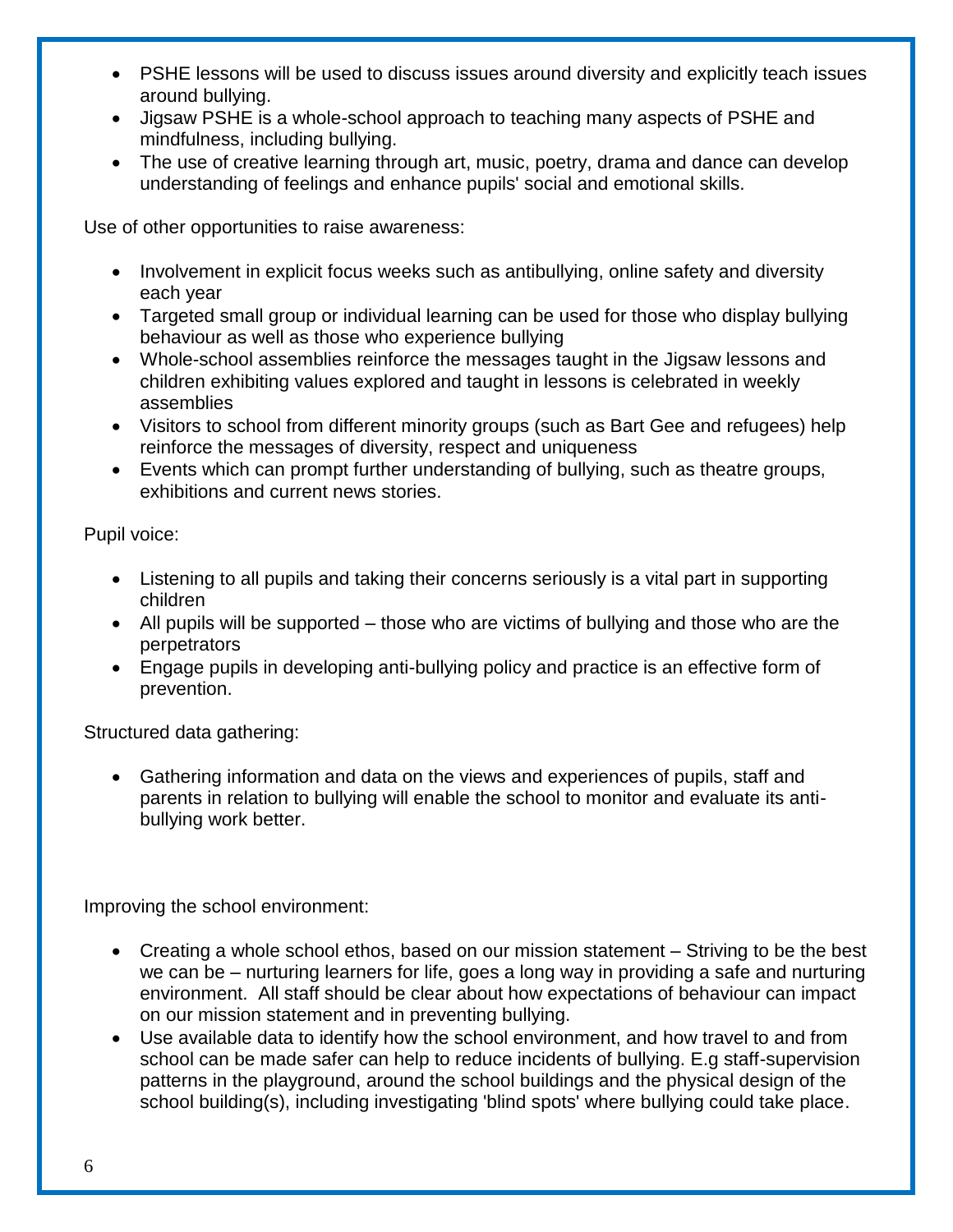- PSHE lessons will be used to discuss issues around diversity and explicitly teach issues around bullying.
- Jigsaw PSHE is a whole-school approach to teaching many aspects of PSHE and mindfulness, including bullying.
- The use of creative learning through art, music, poetry, drama and dance can develop understanding of feelings and enhance pupils' social and emotional skills.

Use of other opportunities to raise awareness:

- Involvement in explicit focus weeks such as antibullying, online safety and diversity each year
- Targeted small group or individual learning can be used for those who display bullying behaviour as well as those who experience bullying
- Whole-school assemblies reinforce the messages taught in the Jigsaw lessons and children exhibiting values explored and taught in lessons is celebrated in weekly assemblies
- Visitors to school from different minority groups (such as Bart Gee and refugees) help reinforce the messages of diversity, respect and uniqueness
- Events which can prompt further understanding of bullying, such as theatre groups, exhibitions and current news stories.

Pupil voice:

- Listening to all pupils and taking their concerns seriously is a vital part in supporting children
- All pupils will be supported – those who are victims of bullying and those who are the perpetrators
- Engage pupils in developing anti-bullying policy and practice is an effective form of prevention.

Structured data gathering:

- Gathering information and data on the views and experiences of pupils, staff and parents in relation to bullying will enable the school to monitor and evaluate its anti-bullying work better.

Improving the school environment:

- Creating a whole school ethos, based on our mission statement – Striving to be the best we can be – nurturing learners for life, goes a long way in providing a safe and nurturing environment. All staff should be clear about how expectations of behaviour can impact on our mission statement and in preventing bullying.
- Use available data to identify how the school environment, and how travel to and from school can be made safer can help to reduce incidents of bullying. E.g staff-supervision patterns in the playground, around the school buildings and the physical design of the school building(s), including investigating 'blind spots' where bullying could take place.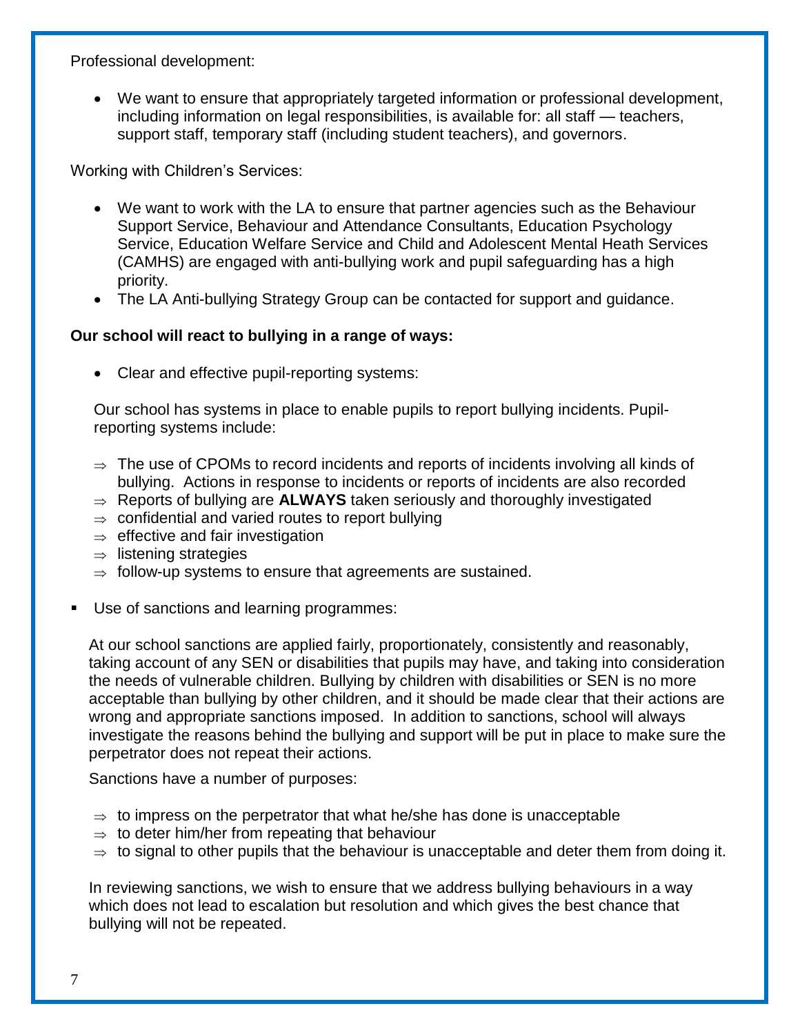Professional development:

- We want to ensure that appropriately targeted information or professional development, including information on legal responsibilities, is available for: all staff — teachers, support staff, temporary staff (including student teachers), and governors.

Working with Children's Services:

- We want to work with the LA to ensure that partner agencies such as the Behaviour Support Service, Behaviour and Attendance Consultants, Education Psychology Service, Education Welfare Service and Child and Adolescent Mental Heath Services (CAMHS) are engaged with anti-bullying work and pupil safeguarding has a high priority.
- The LA Anti-bullying Strategy Group can be contacted for support and guidance.

**Our school will react to bullying in a range of ways:**

- Clear and effective pupil-reporting systems:

  Our school has systems in place to enable pupils to report bullying incidents. Pupil-reporting systems include:

  ⇒ The use of CPOMs to record incidents and reports of incidents involving all kinds of bullying. Actions in response to incidents or reports of incidents are also recorded
  ⇒ Reports of bullying are **ALWAYS** taken seriously and thoroughly investigated
  ⇒ confidential and varied routes to report bullying
  ⇒ effective and fair investigation
  ⇒ listening strategies
  ⇒ follow-up systems to ensure that agreements are sustained.

- Use of sanctions and learning programmes:

  At our school sanctions are applied fairly, proportionately, consistently and reasonably, taking account of any SEN or disabilities that pupils may have, and taking into consideration the needs of vulnerable children. Bullying by children with disabilities or SEN is no more acceptable than bullying by other children, and it should be made clear that their actions are wrong and appropriate sanctions imposed. In addition to sanctions, school will always investigate the reasons behind the bullying and support will be put in place to make sure the perpetrator does not repeat their actions.

  Sanctions have a number of purposes:

  ⇒ to impress on the perpetrator that what he/she has done is unacceptable
  ⇒ to deter him/her from repeating that behaviour
  ⇒ to signal to other pupils that the behaviour is unacceptable and deter them from doing it.

  In reviewing sanctions, we wish to ensure that we address bullying behaviours in a way which does not lead to escalation but resolution and which gives the best chance that bullying will not be repeated.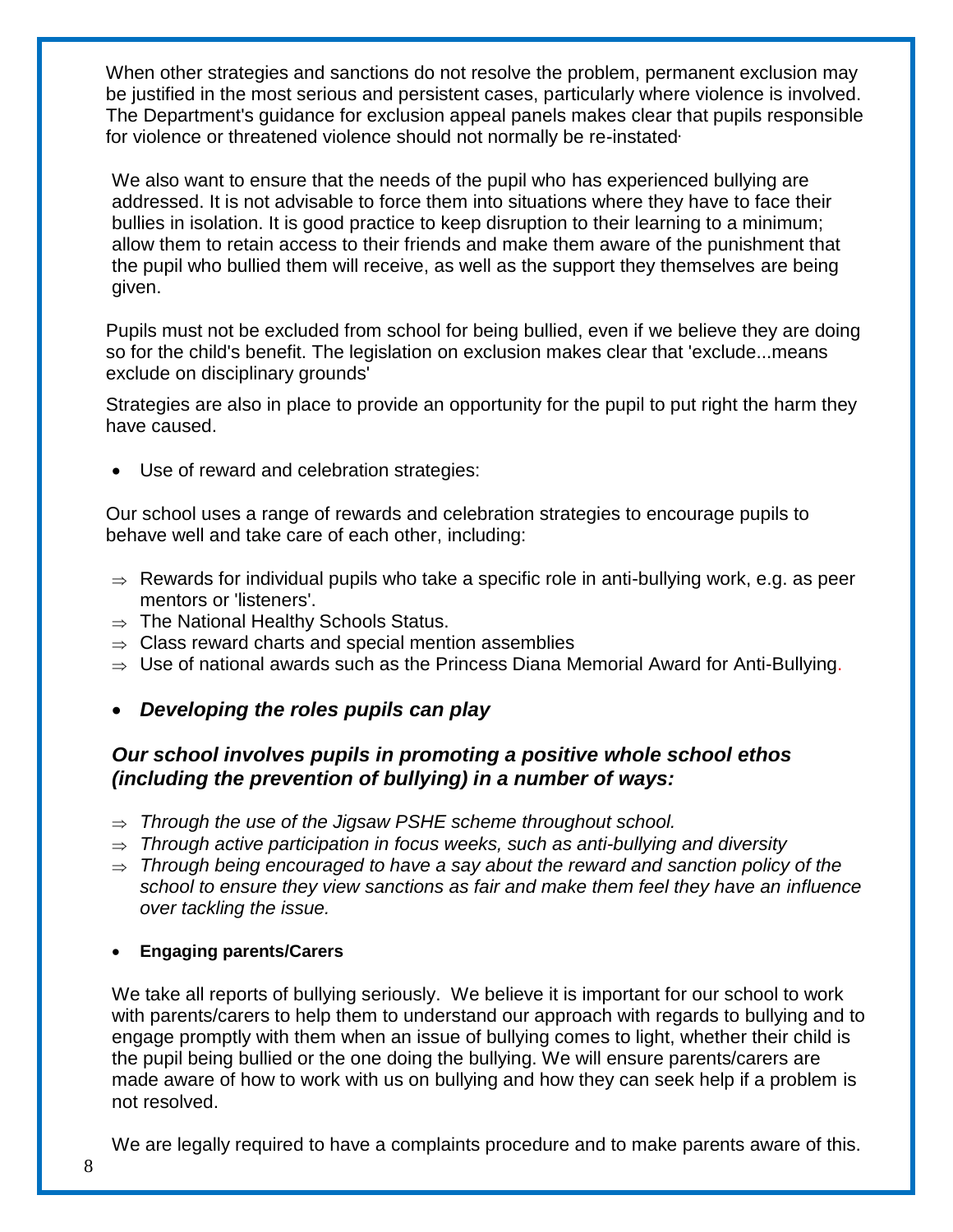When other strategies and sanctions do not resolve the problem, permanent exclusion may be justified in the most serious and persistent cases, particularly where violence is involved. The Department's guidance for exclusion appeal panels makes clear that pupils responsible for violence or threatened violence should not normally be re-instated·

We also want to ensure that the needs of the pupil who has experienced bullying are addressed. It is not advisable to force them into situations where they have to face their bullies in isolation. It is good practice to keep disruption to their learning to a minimum; allow them to retain access to their friends and make them aware of the punishment that the pupil who bullied them will receive, as well as the support they themselves are being given.

Pupils must not be excluded from school for being bullied, even if we believe they are doing so for the child's benefit. The legislation on exclusion makes clear that 'exclude...means exclude on disciplinary grounds'

Strategies are also in place to provide an opportunity for the pupil to put right the harm they have caused.

- Use of reward and celebration strategies:

Our school uses a range of rewards and celebration strategies to encourage pupils to behave well and take care of each other, including:

- ⇒ Rewards for individual pupils who take a specific role in anti-bullying work, e.g. as peer mentors or 'listeners'.
- ⇒ The National Healthy Schools Status.
- ⇒ Class reward charts and special mention assemblies
- ⇒ Use of national awards such as the Princess Diana Memorial Award for Anti-Bullying.

- ***Developing the roles pupils can play***

***Our school involves pupils in promoting a positive whole school ethos (including the prevention of bullying) in a number of ways:***

- ⇒ *Through the use of the Jigsaw PSHE scheme throughout school.*
- ⇒ *Through active participation in focus weeks, such as anti-bullying and diversity*
- ⇒ *Through being encouraged to have a say about the reward and sanction policy of the school to ensure they view sanctions as fair and make them feel they have an influence over tackling the issue.*

- **Engaging parents/Carers**

We take all reports of bullying seriously. We believe it is important for our school to work with parents/carers to help them to understand our approach with regards to bullying and to engage promptly with them when an issue of bullying comes to light, whether their child is the pupil being bullied or the one doing the bullying. We will ensure parents/carers are made aware of how to work with us on bullying and how they can seek help if a problem is not resolved.

We are legally required to have a complaints procedure and to make parents aware of this.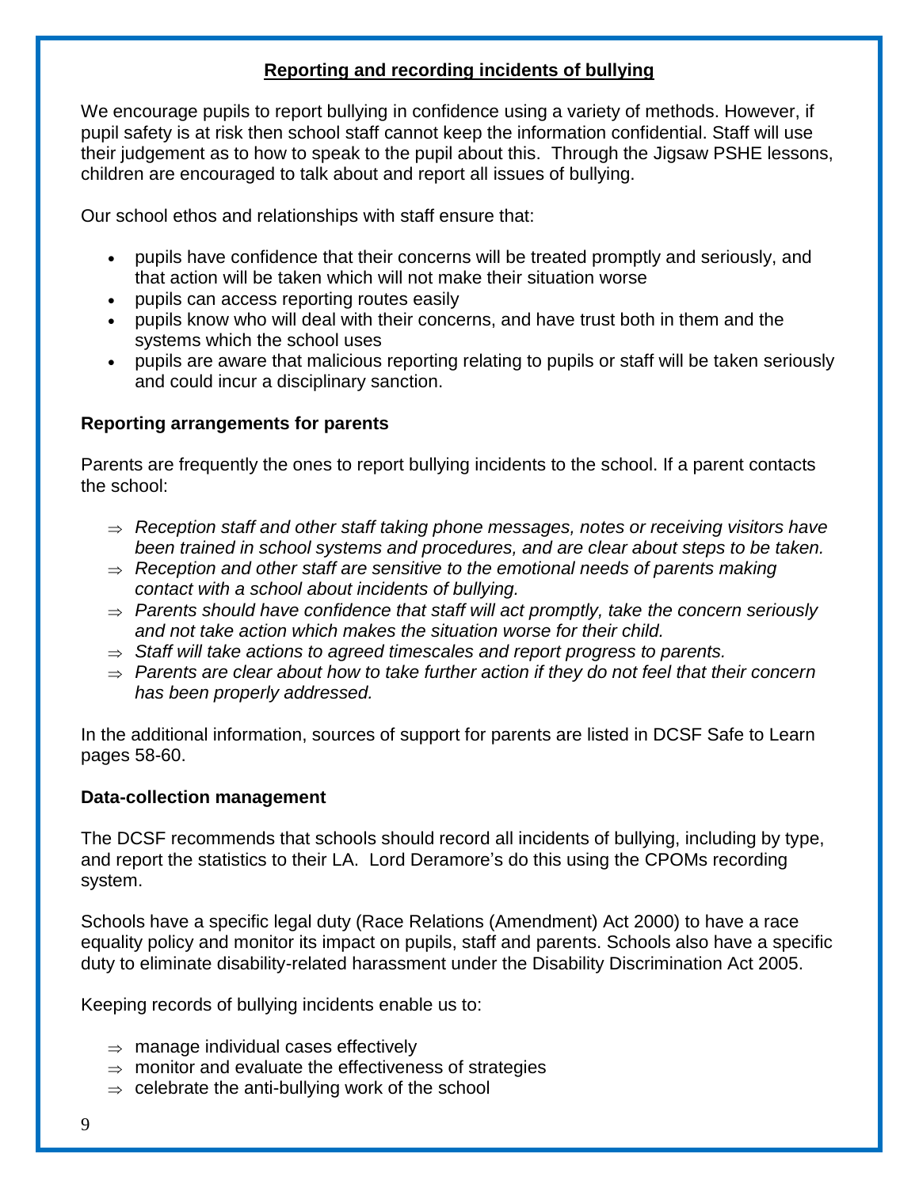## Reporting and recording incidents of bullying

We encourage pupils to report bullying in confidence using a variety of methods. However, if pupil safety is at risk then school staff cannot keep the information confidential. Staff will use their judgement as to how to speak to the pupil about this. Through the Jigsaw PSHE lessons, children are encouraged to talk about and report all issues of bullying.

Our school ethos and relationships with staff ensure that:

- pupils have confidence that their concerns will be treated promptly and seriously, and that action will be taken which will not make their situation worse
- pupils can access reporting routes easily
- pupils know who will deal with their concerns, and have trust both in them and the systems which the school uses
- pupils are aware that malicious reporting relating to pupils or staff will be taken seriously and could incur a disciplinary sanction.

### Reporting arrangements for parents

Parents are frequently the ones to report bullying incidents to the school. If a parent contacts the school:

- ⇒ *Reception staff and other staff taking phone messages, notes or receiving visitors have been trained in school systems and procedures, and are clear about steps to be taken.*
- ⇒ *Reception and other staff are sensitive to the emotional needs of parents making contact with a school about incidents of bullying.*
- ⇒ *Parents should have confidence that staff will act promptly, take the concern seriously and not take action which makes the situation worse for their child.*
- ⇒ *Staff will take actions to agreed timescales and report progress to parents.*
- ⇒ *Parents are clear about how to take further action if they do not feel that their concern has been properly addressed.*

In the additional information, sources of support for parents are listed in DCSF Safe to Learn pages 58-60.

### Data-collection management

The DCSF recommends that schools should record all incidents of bullying, including by type, and report the statistics to their LA. Lord Deramore's do this using the CPOMs recording system.

Schools have a specific legal duty (Race Relations (Amendment) Act 2000) to have a race equality policy and monitor its impact on pupils, staff and parents. Schools also have a specific duty to eliminate disability-related harassment under the Disability Discrimination Act 2005.

Keeping records of bullying incidents enable us to:

- ⇒ manage individual cases effectively
- ⇒ monitor and evaluate the effectiveness of strategies
- ⇒ celebrate the anti-bullying work of the school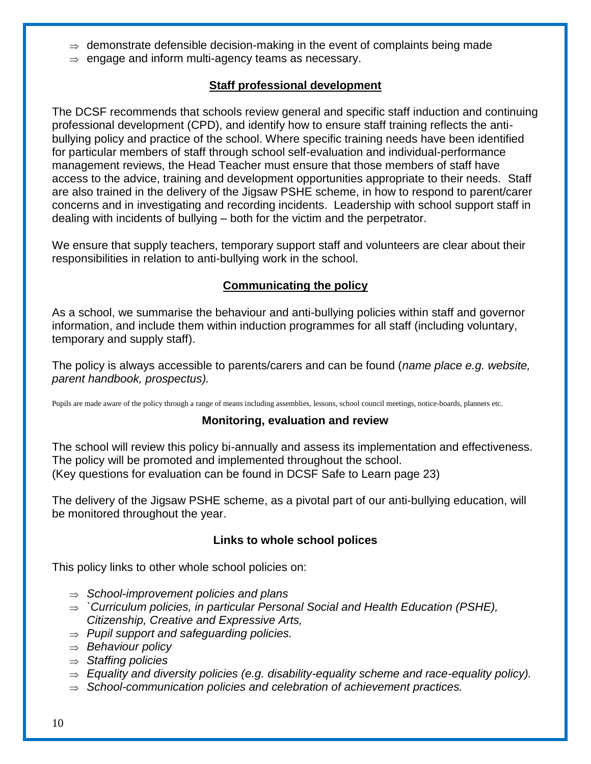- ⇒ demonstrate defensible decision-making in the event of complaints being made
- ⇒ engage and inform multi-agency teams as necessary.

## Staff professional development

The DCSF recommends that schools review general and specific staff induction and continuing professional development (CPD), and identify how to ensure staff training reflects the anti-bullying policy and practice of the school. Where specific training needs have been identified for particular members of staff through school self-evaluation and individual-performance management reviews, the Head Teacher must ensure that those members of staff have access to the advice, training and development opportunities appropriate to their needs. Staff are also trained in the delivery of the Jigsaw PSHE scheme, in how to respond to parent/carer concerns and in investigating and recording incidents. Leadership with school support staff in dealing with incidents of bullying – both for the victim and the perpetrator.

We ensure that supply teachers, temporary support staff and volunteers are clear about their responsibilities in relation to anti-bullying work in the school.

## Communicating the policy

As a school, we summarise the behaviour and anti-bullying policies within staff and governor information, and include them within induction programmes for all staff (including voluntary, temporary and supply staff).

The policy is always accessible to parents/carers and can be found (*name place e.g. website, parent handbook, prospectus).*

Pupils are made aware of the policy through a range of means including assemblies, lessons, school council meetings, notice-boards, planners etc.

## Monitoring, evaluation and review

The school will review this policy bi-annually and assess its implementation and effectiveness. The policy will be promoted and implemented throughout the school.
(Key questions for evaluation can be found in DCSF Safe to Learn page 23)

The delivery of the Jigsaw PSHE scheme, as a pivotal part of our anti-bullying education, will be monitored throughout the year.

## Links to whole school polices

This policy links to other whole school policies on:

- ⇒ *School-improvement policies and plans*
- ⇒ *`Curriculum policies, in particular Personal Social and Health Education (PSHE), Citizenship, Creative and Expressive Arts,*
- ⇒ *Pupil support and safeguarding policies.*
- ⇒ *Behaviour policy*
- ⇒ *Staffing policies*
- ⇒ *Equality and diversity policies (e.g. disability-equality scheme and race-equality policy).*
- ⇒ *School-communication policies and celebration of achievement practices.*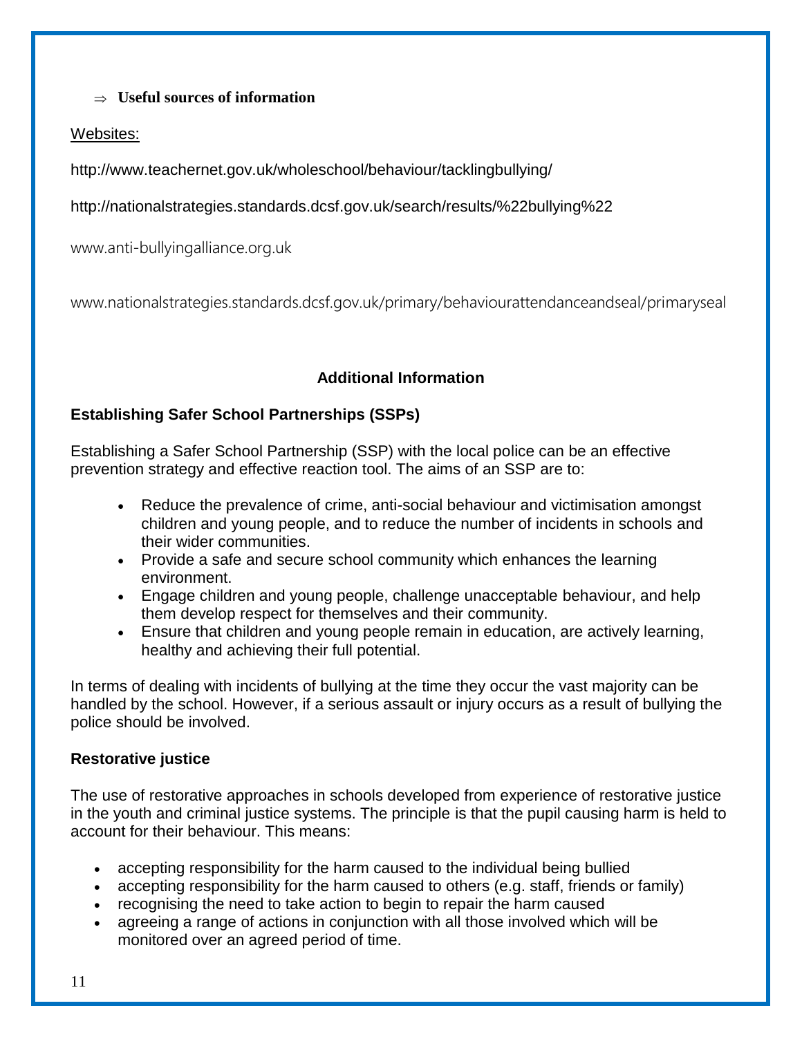⇒ **Useful sources of information**

Websites:

http://www.teachernet.gov.uk/wholeschool/behaviour/tacklingbullying/

http://nationalstrategies.standards.dcsf.gov.uk/search/results/%22bullying%22

www.anti-bullyingalliance.org.uk

www.nationalstrategies.standards.dcsf.gov.uk/primary/behaviourattendanceandseal/primaryseal

## Additional Information

### Establishing Safer School Partnerships (SSPs)

Establishing a Safer School Partnership (SSP) with the local police can be an effective prevention strategy and effective reaction tool. The aims of an SSP are to:

- Reduce the prevalence of crime, anti-social behaviour and victimisation amongst children and young people, and to reduce the number of incidents in schools and their wider communities.
- Provide a safe and secure school community which enhances the learning environment.
- Engage children and young people, challenge unacceptable behaviour, and help them develop respect for themselves and their community.
- Ensure that children and young people remain in education, are actively learning, healthy and achieving their full potential.

In terms of dealing with incidents of bullying at the time they occur the vast majority can be handled by the school. However, if a serious assault or injury occurs as a result of bullying the police should be involved.

### Restorative justice

The use of restorative approaches in schools developed from experience of restorative justice in the youth and criminal justice systems. The principle is that the pupil causing harm is held to account for their behaviour. This means:

- accepting responsibility for the harm caused to the individual being bullied
- accepting responsibility for the harm caused to others (e.g. staff, friends or family)
- recognising the need to take action to begin to repair the harm caused
- agreeing a range of actions in conjunction with all those involved which will be monitored over an agreed period of time.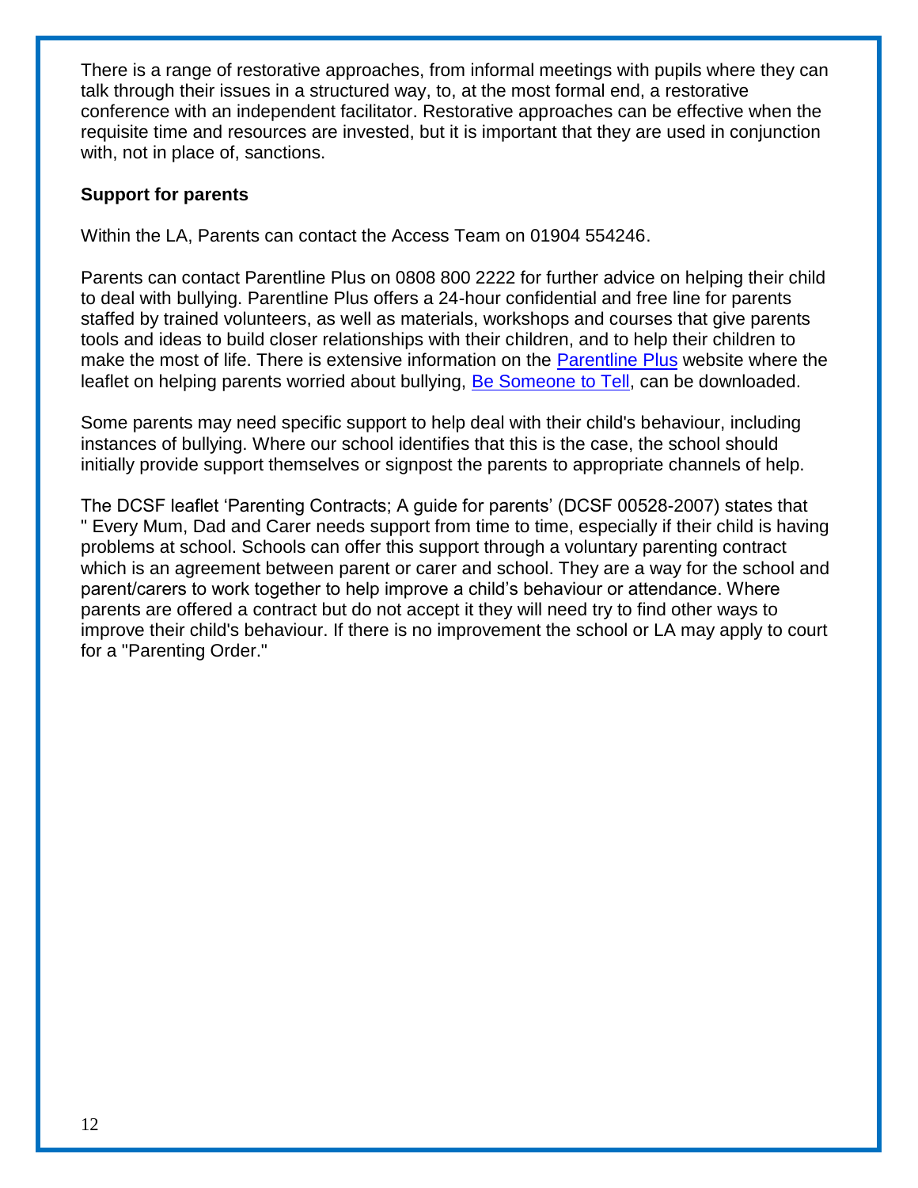There is a range of restorative approaches, from informal meetings with pupils where they can talk through their issues in a structured way, to, at the most formal end, a restorative conference with an independent facilitator. Restorative approaches can be effective when the requisite time and resources are invested, but it is important that they are used in conjunction with, not in place of, sanctions.

**Support for parents**

Within the LA, Parents can contact the Access Team on 01904 554246.

Parents can contact Parentline Plus on 0808 800 2222 for further advice on helping their child to deal with bullying. Parentline Plus offers a 24-hour confidential and free line for parents staffed by trained volunteers, as well as materials, workshops and courses that give parents tools and ideas to build closer relationships with their children, and to help their children to make the most of life. There is extensive information on the Parentline Plus website where the leaflet on helping parents worried about bullying, Be Someone to Tell, can be downloaded.

Some parents may need specific support to help deal with their child's behaviour, including instances of bullying. Where our school identifies that this is the case, the school should initially provide support themselves or signpost the parents to appropriate channels of help.

The DCSF leaflet 'Parenting Contracts; A guide for parents' (DCSF 00528-2007) states that " Every Mum, Dad and Carer needs support from time to time, especially if their child is having problems at school. Schools can offer this support through a voluntary parenting contract which is an agreement between parent or carer and school. They are a way for the school and parent/carers to work together to help improve a child's behaviour or attendance. Where parents are offered a contract but do not accept it they will need try to find other ways to improve their child's behaviour. If there is no improvement the school or LA may apply to court for a "Parenting Order."